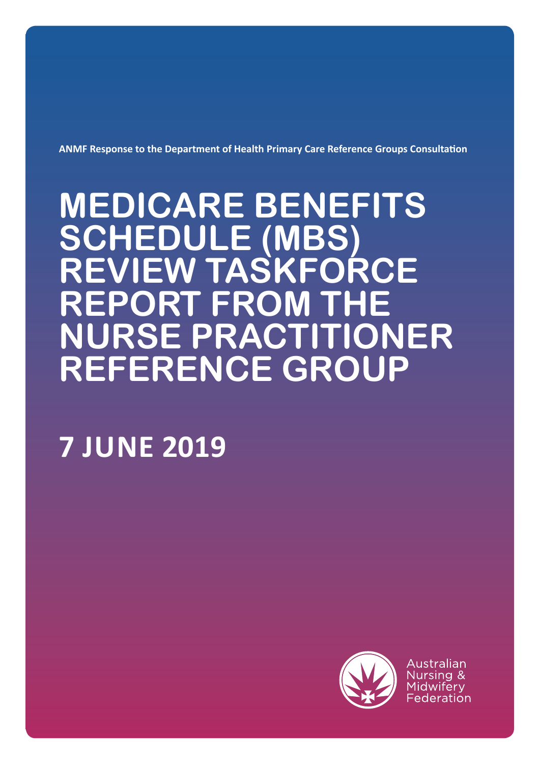**ANMF Response to the Department of Health Primary Care Reference Groups Consultation**

# MEDICARE BENEFITS SCHEDULE (MBS) REVIEW TASKFORCE REPORT FROM THE NURSE PRACTITIONER REFERENCE GROUP

## 7 JUNE 2019

Australian Nursing & Midwifery Federation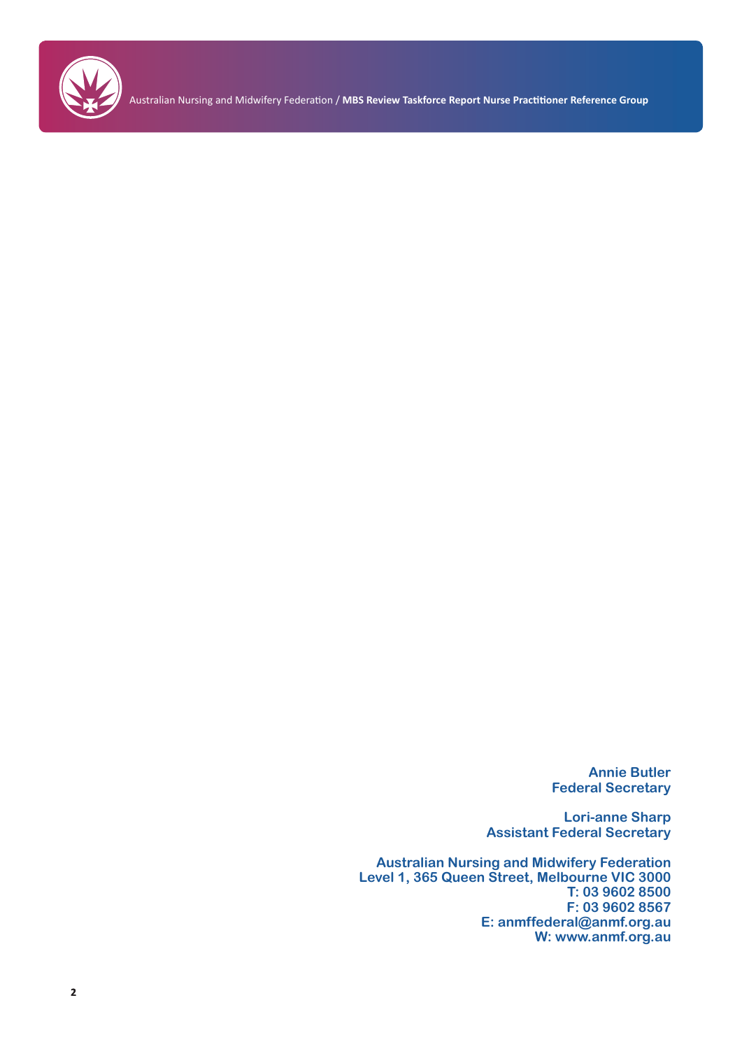**Annie Butler**
**Federal Secretary**

**Lori-anne Sharp**
**Assistant Federal Secretary**

**Australian Nursing and Midwifery Federation**
**Level 1, 365 Queen Street, Melbourne VIC 3000**
**T: 03 9602 8500**
**F: 03 9602 8567**
**E: anmffederal@anmf.org.au**
**W: www.anmf.org.au**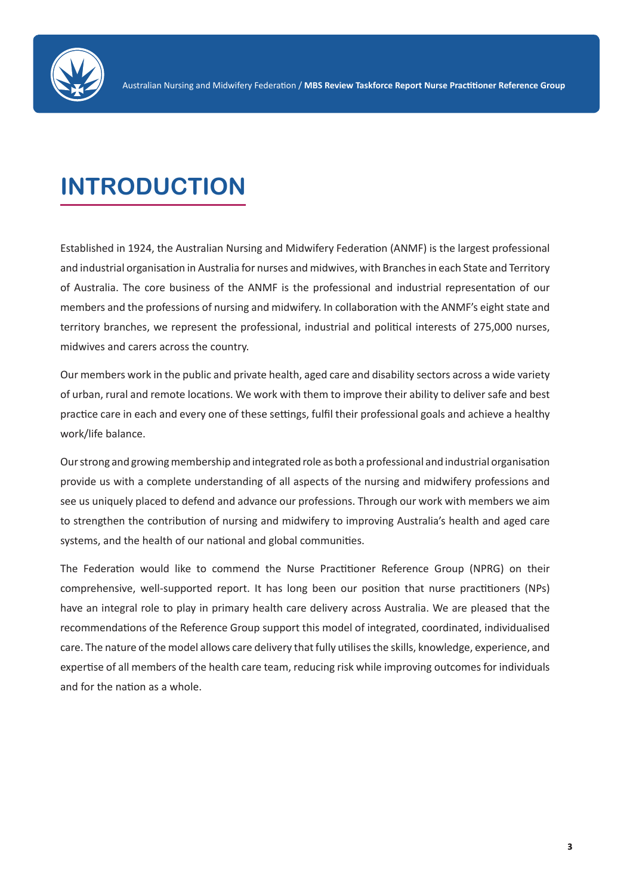# INTRODUCTION

Established in 1924, the Australian Nursing and Midwifery Federation (ANMF) is the largest professional and industrial organisation in Australia for nurses and midwives, with Branches in each State and Territory of Australia. The core business of the ANMF is the professional and industrial representation of our members and the professions of nursing and midwifery. In collaboration with the ANMF's eight state and territory branches, we represent the professional, industrial and political interests of 275,000 nurses, midwives and carers across the country.

Our members work in the public and private health, aged care and disability sectors across a wide variety of urban, rural and remote locations. We work with them to improve their ability to deliver safe and best practice care in each and every one of these settings, fulfil their professional goals and achieve a healthy work/life balance.

Our strong and growing membership and integrated role as both a professional and industrial organisation provide us with a complete understanding of all aspects of the nursing and midwifery professions and see us uniquely placed to defend and advance our professions. Through our work with members we aim to strengthen the contribution of nursing and midwifery to improving Australia's health and aged care systems, and the health of our national and global communities.

The Federation would like to commend the Nurse Practitioner Reference Group (NPRG) on their comprehensive, well-supported report. It has long been our position that nurse practitioners (NPs) have an integral role to play in primary health care delivery across Australia. We are pleased that the recommendations of the Reference Group support this model of integrated, coordinated, individualised care. The nature of the model allows care delivery that fully utilises the skills, knowledge, experience, and expertise of all members of the health care team, reducing risk while improving outcomes for individuals and for the nation as a whole.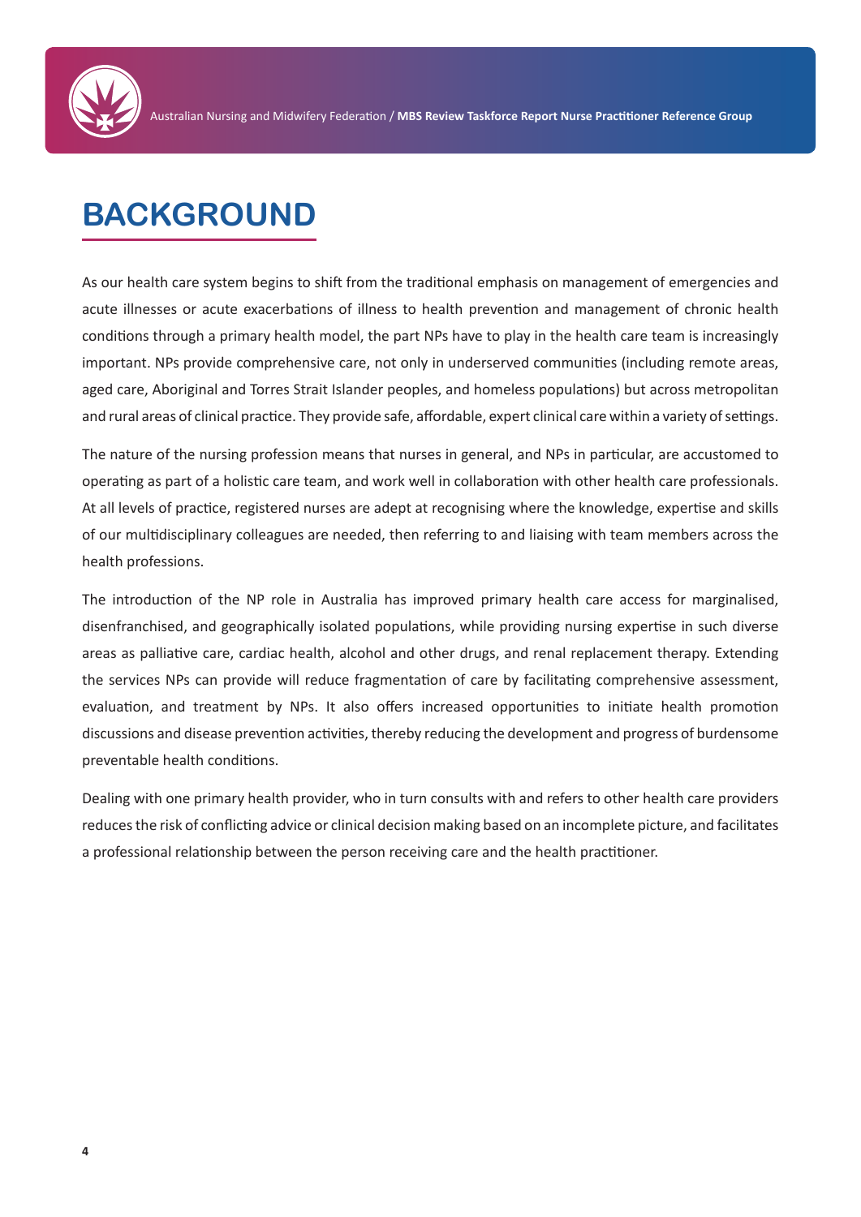# BACKGROUND

As our health care system begins to shift from the traditional emphasis on management of emergencies and acute illnesses or acute exacerbations of illness to health prevention and management of chronic health conditions through a primary health model, the part NPs have to play in the health care team is increasingly important. NPs provide comprehensive care, not only in underserved communities (including remote areas, aged care, Aboriginal and Torres Strait Islander peoples, and homeless populations) but across metropolitan and rural areas of clinical practice. They provide safe, affordable, expert clinical care within a variety of settings.

The nature of the nursing profession means that nurses in general, and NPs in particular, are accustomed to operating as part of a holistic care team, and work well in collaboration with other health care professionals. At all levels of practice, registered nurses are adept at recognising where the knowledge, expertise and skills of our multidisciplinary colleagues are needed, then referring to and liaising with team members across the health professions.

The introduction of the NP role in Australia has improved primary health care access for marginalised, disenfranchised, and geographically isolated populations, while providing nursing expertise in such diverse areas as palliative care, cardiac health, alcohol and other drugs, and renal replacement therapy. Extending the services NPs can provide will reduce fragmentation of care by facilitating comprehensive assessment, evaluation, and treatment by NPs. It also offers increased opportunities to initiate health promotion discussions and disease prevention activities, thereby reducing the development and progress of burdensome preventable health conditions.

Dealing with one primary health provider, who in turn consults with and refers to other health care providers reduces the risk of conflicting advice or clinical decision making based on an incomplete picture, and facilitates a professional relationship between the person receiving care and the health practitioner.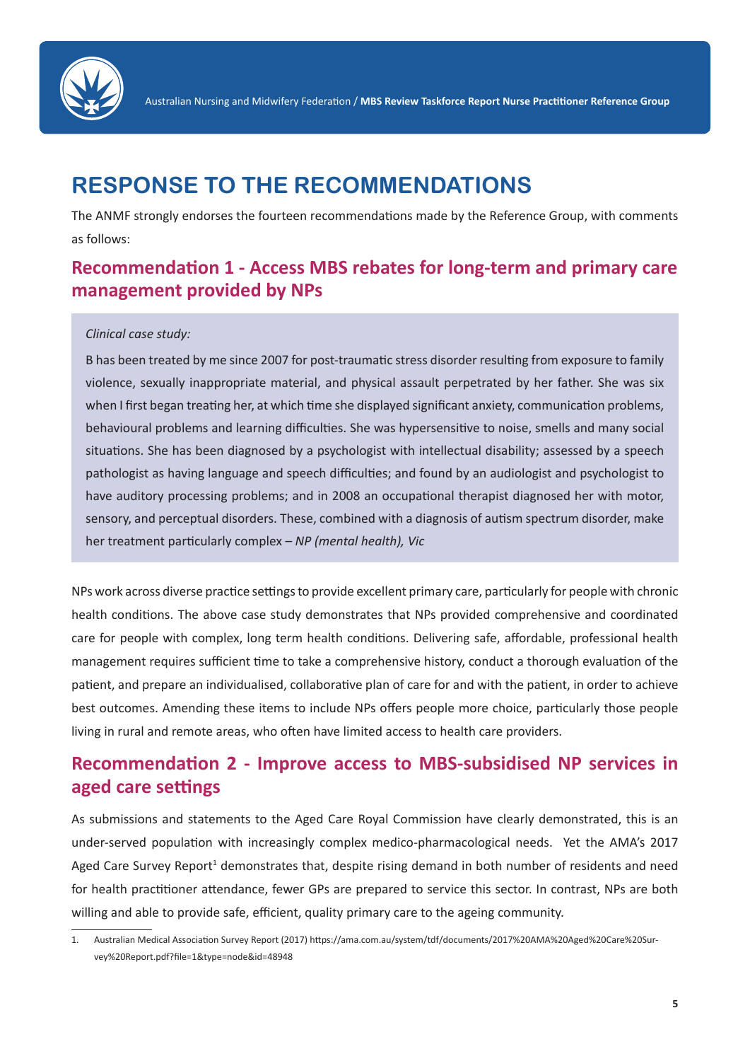# RESPONSE TO THE RECOMMENDATIONS

The ANMF strongly endorses the fourteen recommendations made by the Reference Group, with comments as follows:

## Recommendation 1 - Access MBS rebates for long-term and primary care management provided by NPs

*Clinical case study:*

B has been treated by me since 2007 for post-traumatic stress disorder resulting from exposure to family violence, sexually inappropriate material, and physical assault perpetrated by her father. She was six when I first began treating her, at which time she displayed significant anxiety, communication problems, behavioural problems and learning difficulties. She was hypersensitive to noise, smells and many social situations. She has been diagnosed by a psychologist with intellectual disability; assessed by a speech pathologist as having language and speech difficulties; and found by an audiologist and psychologist to have auditory processing problems; and in 2008 an occupational therapist diagnosed her with motor, sensory, and perceptual disorders. These, combined with a diagnosis of autism spectrum disorder, make her treatment particularly complex – *NP (mental health), Vic*

NPs work across diverse practice settings to provide excellent primary care, particularly for people with chronic health conditions. The above case study demonstrates that NPs provided comprehensive and coordinated care for people with complex, long term health conditions. Delivering safe, affordable, professional health management requires sufficient time to take a comprehensive history, conduct a thorough evaluation of the patient, and prepare an individualised, collaborative plan of care for and with the patient, in order to achieve best outcomes. Amending these items to include NPs offers people more choice, particularly those people living in rural and remote areas, who often have limited access to health care providers.

## Recommendation 2 - Improve access to MBS-subsidised NP services in aged care settings

As submissions and statements to the Aged Care Royal Commission have clearly demonstrated, this is an under-served population with increasingly complex medico-pharmacological needs. Yet the AMA's 2017 Aged Care Survey Report[1] demonstrates that, despite rising demand in both number of residents and need for health practitioner attendance, fewer GPs are prepared to service this sector. In contrast, NPs are both willing and able to provide safe, efficient, quality primary care to the ageing community.

1. Australian Medical Association Survey Report (2017) https://ama.com.au/system/tdf/documents/2017%20AMA%20Aged%20Care%20Survey%20Report.pdf?file=1&type=node&id=48948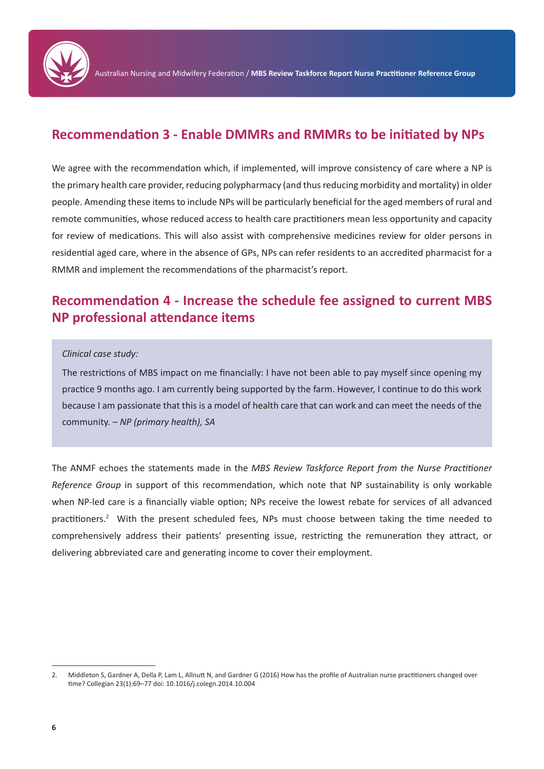## Recommendation 3 - Enable DMMRs and RMMRs to be initiated by NPs

We agree with the recommendation which, if implemented, will improve consistency of care where a NP is the primary health care provider, reducing polypharmacy (and thus reducing morbidity and mortality) in older people. Amending these items to include NPs will be particularly beneficial for the aged members of rural and remote communities, whose reduced access to health care practitioners mean less opportunity and capacity for review of medications. This will also assist with comprehensive medicines review for older persons in residential aged care, where in the absence of GPs, NPs can refer residents to an accredited pharmacist for a RMMR and implement the recommendations of the pharmacist's report.

## Recommendation 4 - Increase the schedule fee assigned to current MBS NP professional attendance items

> *Clinical case study:*
>
> The restrictions of MBS impact on me financially: I have not been able to pay myself since opening my practice 9 months ago. I am currently being supported by the farm. However, I continue to do this work because I am passionate that this is a model of health care that can work and can meet the needs of the community. – *NP (primary health), SA*

The ANMF echoes the statements made in the *MBS Review Taskforce Report from the Nurse Practitioner Reference Group* in support of this recommendation, which note that NP sustainability is only workable when NP-led care is a financially viable option; NPs receive the lowest rebate for services of all advanced practitioners.[2] With the present scheduled fees, NPs must choose between taking the time needed to comprehensively address their patients' presenting issue, restricting the remuneration they attract, or delivering abbreviated care and generating income to cover their employment.

---

2. Middleton S, Gardner A, Della P, Lam L, Allnutt N, and Gardner G (2016) How has the profile of Australian nurse practitioners changed over time? Collegian 23(1):69–77 doi: 10.1016/j.colegn.2014.10.004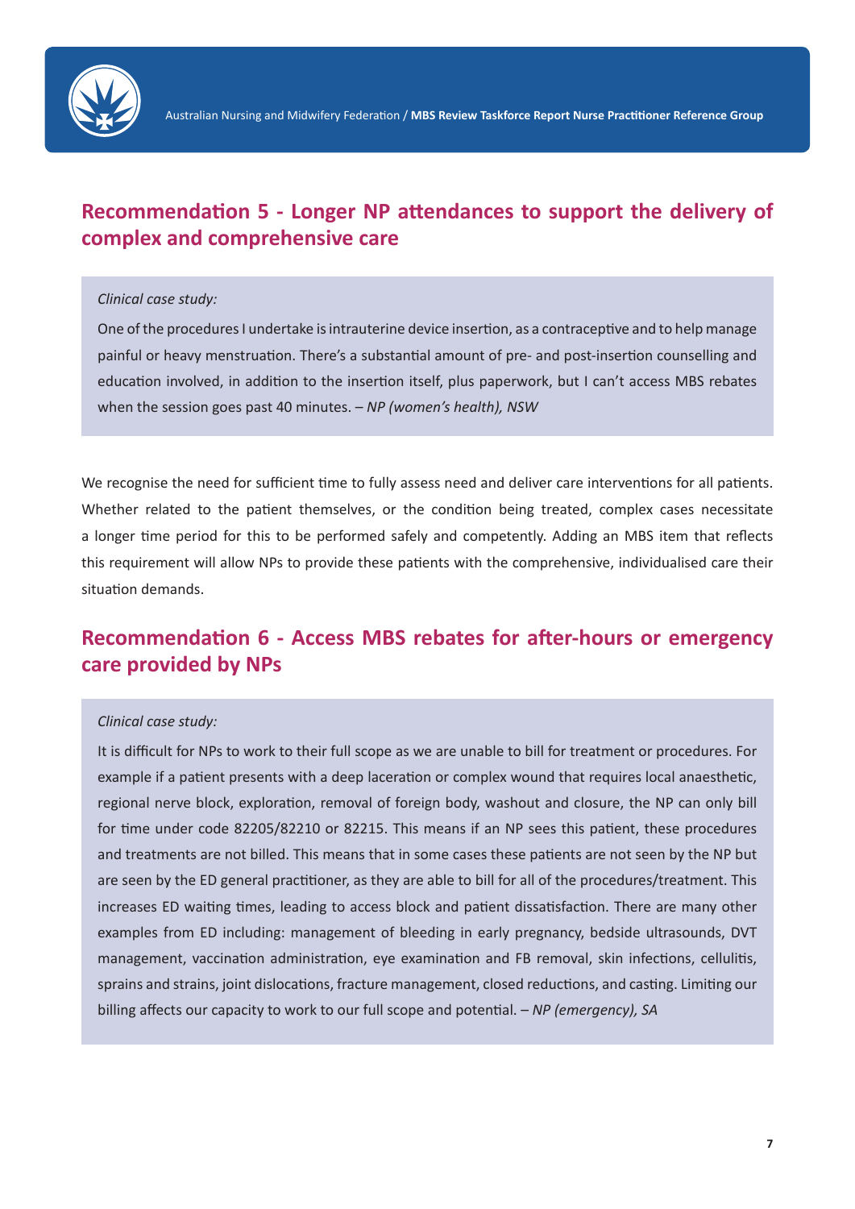## Recommendation 5 - Longer NP attendances to support the delivery of complex and comprehensive care

> *Clinical case study:*
>
> One of the procedures I undertake is intrauterine device insertion, as a contraceptive and to help manage painful or heavy menstruation. There's a substantial amount of pre- and post-insertion counselling and education involved, in addition to the insertion itself, plus paperwork, but I can't access MBS rebates when the session goes past 40 minutes. – *NP (women's health), NSW*

We recognise the need for sufficient time to fully assess need and deliver care interventions for all patients. Whether related to the patient themselves, or the condition being treated, complex cases necessitate a longer time period for this to be performed safely and competently. Adding an MBS item that reflects this requirement will allow NPs to provide these patients with the comprehensive, individualised care their situation demands.

## Recommendation 6 - Access MBS rebates for after-hours or emergency care provided by NPs

> *Clinical case study:*
>
> It is difficult for NPs to work to their full scope as we are unable to bill for treatment or procedures. For example if a patient presents with a deep laceration or complex wound that requires local anaesthetic, regional nerve block, exploration, removal of foreign body, washout and closure, the NP can only bill for time under code 82205/82210 or 82215. This means if an NP sees this patient, these procedures and treatments are not billed. This means that in some cases these patients are not seen by the NP but are seen by the ED general practitioner, as they are able to bill for all of the procedures/treatment. This increases ED waiting times, leading to access block and patient dissatisfaction. There are many other examples from ED including: management of bleeding in early pregnancy, bedside ultrasounds, DVT management, vaccination administration, eye examination and FB removal, skin infections, cellulitis, sprains and strains, joint dislocations, fracture management, closed reductions, and casting. Limiting our billing affects our capacity to work to our full scope and potential. – *NP (emergency), SA*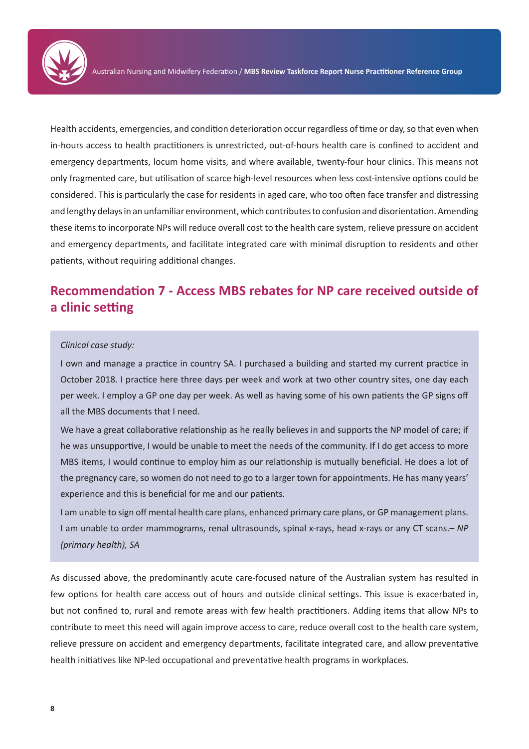Health accidents, emergencies, and condition deterioration occur regardless of time or day, so that even when in-hours access to health practitioners is unrestricted, out-of-hours health care is confined to accident and emergency departments, locum home visits, and where available, twenty-four hour clinics. This means not only fragmented care, but utilisation of scarce high-level resources when less cost-intensive options could be considered. This is particularly the case for residents in aged care, who too often face transfer and distressing and lengthy delays in an unfamiliar environment, which contributes to confusion and disorientation. Amending these items to incorporate NPs will reduce overall cost to the health care system, relieve pressure on accident and emergency departments, and facilitate integrated care with minimal disruption to residents and other patients, without requiring additional changes.

## Recommendation 7 - Access MBS rebates for NP care received outside of a clinic setting

> *Clinical case study:*
>
> I own and manage a practice in country SA. I purchased a building and started my current practice in October 2018. I practice here three days per week and work at two other country sites, one day each per week. I employ a GP one day per week. As well as having some of his own patients the GP signs off all the MBS documents that I need.
>
> We have a great collaborative relationship as he really believes in and supports the NP model of care; if he was unsupportive, I would be unable to meet the needs of the community. If I do get access to more MBS items, I would continue to employ him as our relationship is mutually beneficial. He does a lot of the pregnancy care, so women do not need to go to a larger town for appointments. He has many years' experience and this is beneficial for me and our patients.
>
> I am unable to sign off mental health care plans, enhanced primary care plans, or GP management plans. I am unable to order mammograms, renal ultrasounds, spinal x-rays, head x-rays or any CT scans.– *NP (primary health), SA*

As discussed above, the predominantly acute care-focused nature of the Australian system has resulted in few options for health care access out of hours and outside clinical settings. This issue is exacerbated in, but not confined to, rural and remote areas with few health practitioners. Adding items that allow NPs to contribute to meet this need will again improve access to care, reduce overall cost to the health care system, relieve pressure on accident and emergency departments, facilitate integrated care, and allow preventative health initiatives like NP-led occupational and preventative health programs in workplaces.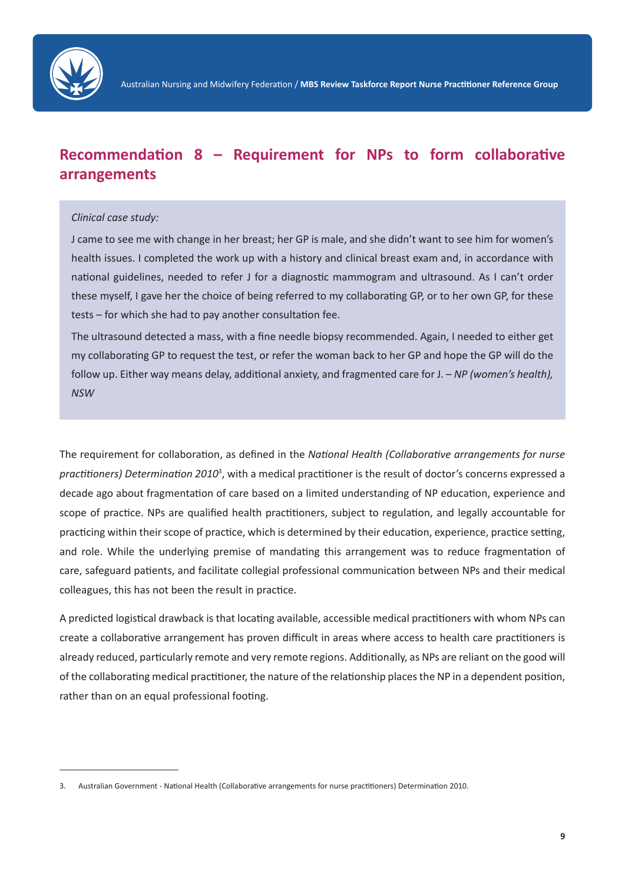## Recommendation 8 – Requirement for NPs to form collaborative arrangements

> *Clinical case study:*
>
> J came to see me with change in her breast; her GP is male, and she didn't want to see him for women's health issues. I completed the work up with a history and clinical breast exam and, in accordance with national guidelines, needed to refer J for a diagnostic mammogram and ultrasound. As I can't order these myself, I gave her the choice of being referred to my collaborating GP, or to her own GP, for these tests – for which she had to pay another consultation fee.
>
> The ultrasound detected a mass, with a fine needle biopsy recommended. Again, I needed to either get my collaborating GP to request the test, or refer the woman back to her GP and hope the GP will do the follow up. Either way means delay, additional anxiety, and fragmented care for J. – *NP (women's health), NSW*

The requirement for collaboration, as defined in the *National Health (Collaborative arrangements for nurse practitioners) Determination 2010*[3], with a medical practitioner is the result of doctor's concerns expressed a decade ago about fragmentation of care based on a limited understanding of NP education, experience and scope of practice. NPs are qualified health practitioners, subject to regulation, and legally accountable for practicing within their scope of practice, which is determined by their education, experience, practice setting, and role. While the underlying premise of mandating this arrangement was to reduce fragmentation of care, safeguard patients, and facilitate collegial professional communication between NPs and their medical colleagues, this has not been the result in practice.

A predicted logistical drawback is that locating available, accessible medical practitioners with whom NPs can create a collaborative arrangement has proven difficult in areas where access to health care practitioners is already reduced, particularly remote and very remote regions. Additionally, as NPs are reliant on the good will of the collaborating medical practitioner, the nature of the relationship places the NP in a dependent position, rather than on an equal professional footing.

---

3. Australian Government - National Health (Collaborative arrangements for nurse practitioners) Determination 2010.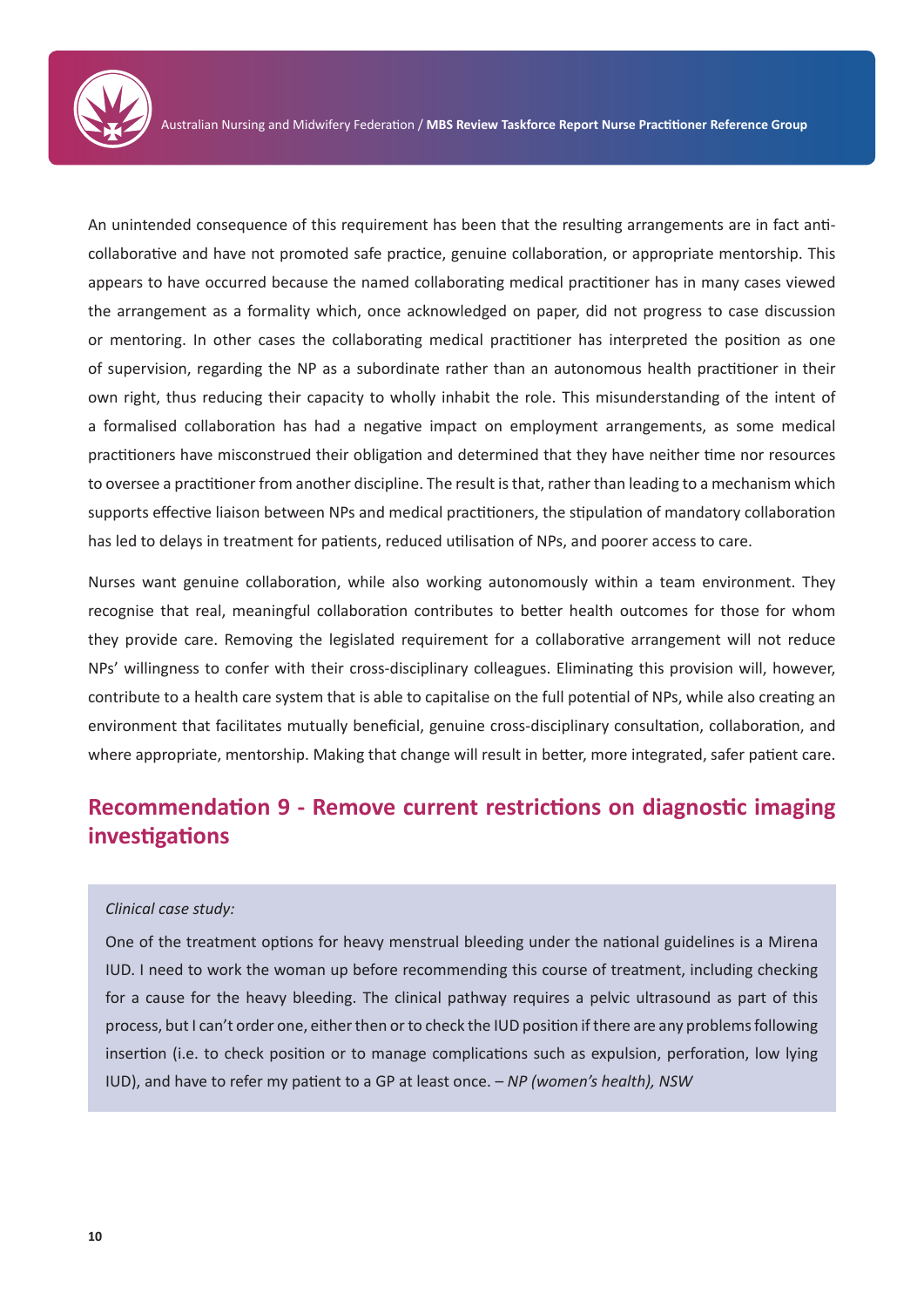An unintended consequence of this requirement has been that the resulting arrangements are in fact anti-collaborative and have not promoted safe practice, genuine collaboration, or appropriate mentorship. This appears to have occurred because the named collaborating medical practitioner has in many cases viewed the arrangement as a formality which, once acknowledged on paper, did not progress to case discussion or mentoring. In other cases the collaborating medical practitioner has interpreted the position as one of supervision, regarding the NP as a subordinate rather than an autonomous health practitioner in their own right, thus reducing their capacity to wholly inhabit the role. This misunderstanding of the intent of a formalised collaboration has had a negative impact on employment arrangements, as some medical practitioners have misconstrued their obligation and determined that they have neither time nor resources to oversee a practitioner from another discipline. The result is that, rather than leading to a mechanism which supports effective liaison between NPs and medical practitioners, the stipulation of mandatory collaboration has led to delays in treatment for patients, reduced utilisation of NPs, and poorer access to care.

Nurses want genuine collaboration, while also working autonomously within a team environment. They recognise that real, meaningful collaboration contributes to better health outcomes for those for whom they provide care. Removing the legislated requirement for a collaborative arrangement will not reduce NPs' willingness to confer with their cross-disciplinary colleagues. Eliminating this provision will, however, contribute to a health care system that is able to capitalise on the full potential of NPs, while also creating an environment that facilitates mutually beneficial, genuine cross-disciplinary consultation, collaboration, and where appropriate, mentorship. Making that change will result in better, more integrated, safer patient care.

## Recommendation 9 - Remove current restrictions on diagnostic imaging investigations

> *Clinical case study:*
>
> One of the treatment options for heavy menstrual bleeding under the national guidelines is a Mirena IUD. I need to work the woman up before recommending this course of treatment, including checking for a cause for the heavy bleeding. The clinical pathway requires a pelvic ultrasound as part of this process, but I can't order one, either then or to check the IUD position if there are any problems following insertion (i.e. to check position or to manage complications such as expulsion, perforation, low lying IUD), and have to refer my patient to a GP at least once. – *NP (women's health), NSW*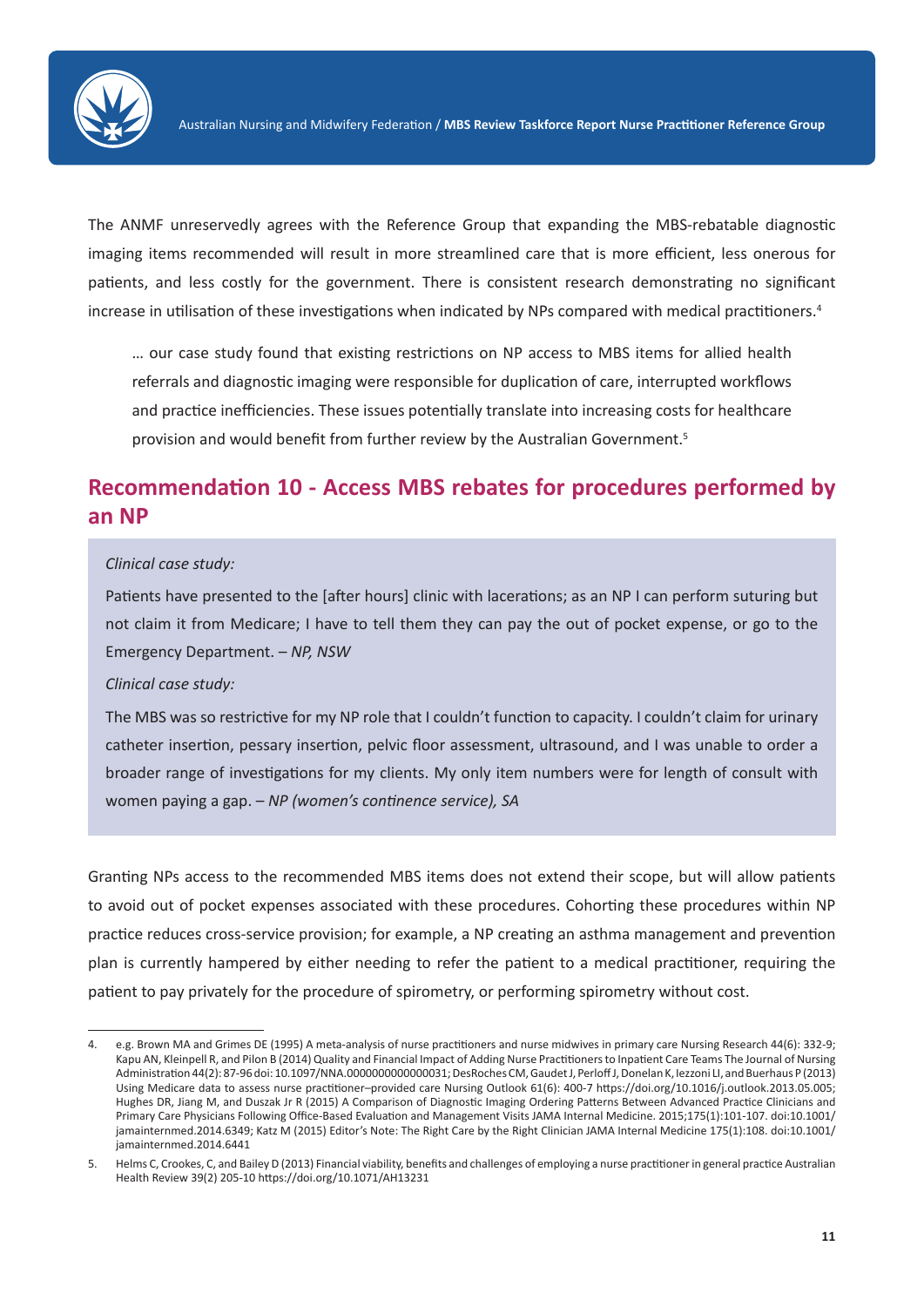The ANMF unreservedly agrees with the Reference Group that expanding the MBS-rebatable diagnostic imaging items recommended will result in more streamlined care that is more efficient, less onerous for patients, and less costly for the government. There is consistent research demonstrating no significant increase in utilisation of these investigations when indicated by NPs compared with medical practitioners.[4]

> … our case study found that existing restrictions on NP access to MBS items for allied health referrals and diagnostic imaging were responsible for duplication of care, interrupted workflows and practice inefficiencies. These issues potentially translate into increasing costs for healthcare provision and would benefit from further review by the Australian Government.[5]

## Recommendation 10 - Access MBS rebates for procedures performed by an NP

*Clinical case study:*

Patients have presented to the [after hours] clinic with lacerations; as an NP I can perform suturing but not claim it from Medicare; I have to tell them they can pay the out of pocket expense, or go to the Emergency Department. – *NP, NSW*

*Clinical case study:*

The MBS was so restrictive for my NP role that I couldn't function to capacity. I couldn't claim for urinary catheter insertion, pessary insertion, pelvic floor assessment, ultrasound, and I was unable to order a broader range of investigations for my clients. My only item numbers were for length of consult with women paying a gap. – *NP (women's continence service), SA*

Granting NPs access to the recommended MBS items does not extend their scope, but will allow patients to avoid out of pocket expenses associated with these procedures. Cohorting these procedures within NP practice reduces cross-service provision; for example, a NP creating an asthma management and prevention plan is currently hampered by either needing to refer the patient to a medical practitioner, requiring the patient to pay privately for the procedure of spirometry, or performing spirometry without cost.

---

4. e.g. Brown MA and Grimes DE (1995) A meta-analysis of nurse practitioners and nurse midwives in primary care Nursing Research 44(6): 332-9; Kapu AN, Kleinpell R, and Pilon B (2014) Quality and Financial Impact of Adding Nurse Practitioners to Inpatient Care Teams The Journal of Nursing Administration 44(2): 87-96 doi: 10.1097/NNA.0000000000000031; DesRoches CM, Gaudet J, Perloff J, Donelan K, Iezzoni LI, and Buerhaus P (2013) Using Medicare data to assess nurse practitioner–provided care Nursing Outlook 61(6): 400-7 https://doi.org/10.1016/j.outlook.2013.05.005; Hughes DR, Jiang M, and Duszak Jr R (2015) A Comparison of Diagnostic Imaging Ordering Patterns Between Advanced Practice Clinicians and Primary Care Physicians Following Office-Based Evaluation and Management Visits JAMA Internal Medicine. 2015;175(1):101-107. doi:10.1001/jamainternmed.2014.6349; Katz M (2015) Editor's Note: The Right Care by the Right Clinician JAMA Internal Medicine 175(1):108. doi:10.1001/jamainternmed.2014.6441

5. Helms C, Crookes, C, and Bailey D (2013) Financial viability, benefits and challenges of employing a nurse practitioner in general practice Australian Health Review 39(2) 205-10 https://doi.org/10.1071/AH13231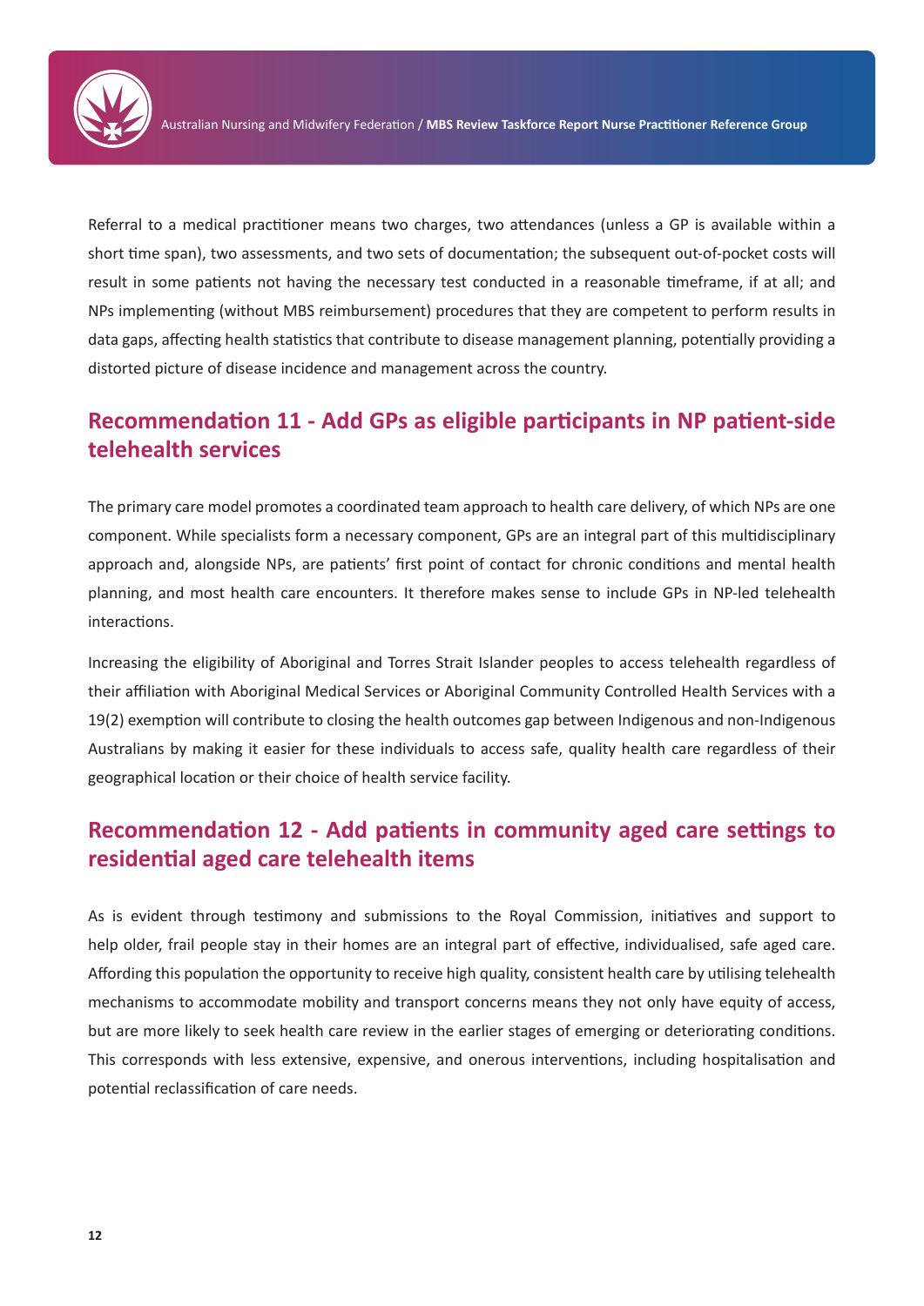Referral to a medical practitioner means two charges, two attendances (unless a GP is available within a short time span), two assessments, and two sets of documentation; the subsequent out-of-pocket costs will result in some patients not having the necessary test conducted in a reasonable timeframe, if at all; and NPs implementing (without MBS reimbursement) procedures that they are competent to perform results in data gaps, affecting health statistics that contribute to disease management planning, potentially providing a distorted picture of disease incidence and management across the country.

## Recommendation 11 - Add GPs as eligible participants in NP patient-side telehealth services

The primary care model promotes a coordinated team approach to health care delivery, of which NPs are one component. While specialists form a necessary component, GPs are an integral part of this multidisciplinary approach and, alongside NPs, are patients' first point of contact for chronic conditions and mental health planning, and most health care encounters. It therefore makes sense to include GPs in NP-led telehealth interactions.

Increasing the eligibility of Aboriginal and Torres Strait Islander peoples to access telehealth regardless of their affiliation with Aboriginal Medical Services or Aboriginal Community Controlled Health Services with a 19(2) exemption will contribute to closing the health outcomes gap between Indigenous and non-Indigenous Australians by making it easier for these individuals to access safe, quality health care regardless of their geographical location or their choice of health service facility.

## Recommendation 12 - Add patients in community aged care settings to residential aged care telehealth items

As is evident through testimony and submissions to the Royal Commission, initiatives and support to help older, frail people stay in their homes are an integral part of effective, individualised, safe aged care. Affording this population the opportunity to receive high quality, consistent health care by utilising telehealth mechanisms to accommodate mobility and transport concerns means they not only have equity of access, but are more likely to seek health care review in the earlier stages of emerging or deteriorating conditions. This corresponds with less extensive, expensive, and onerous interventions, including hospitalisation and potential reclassification of care needs.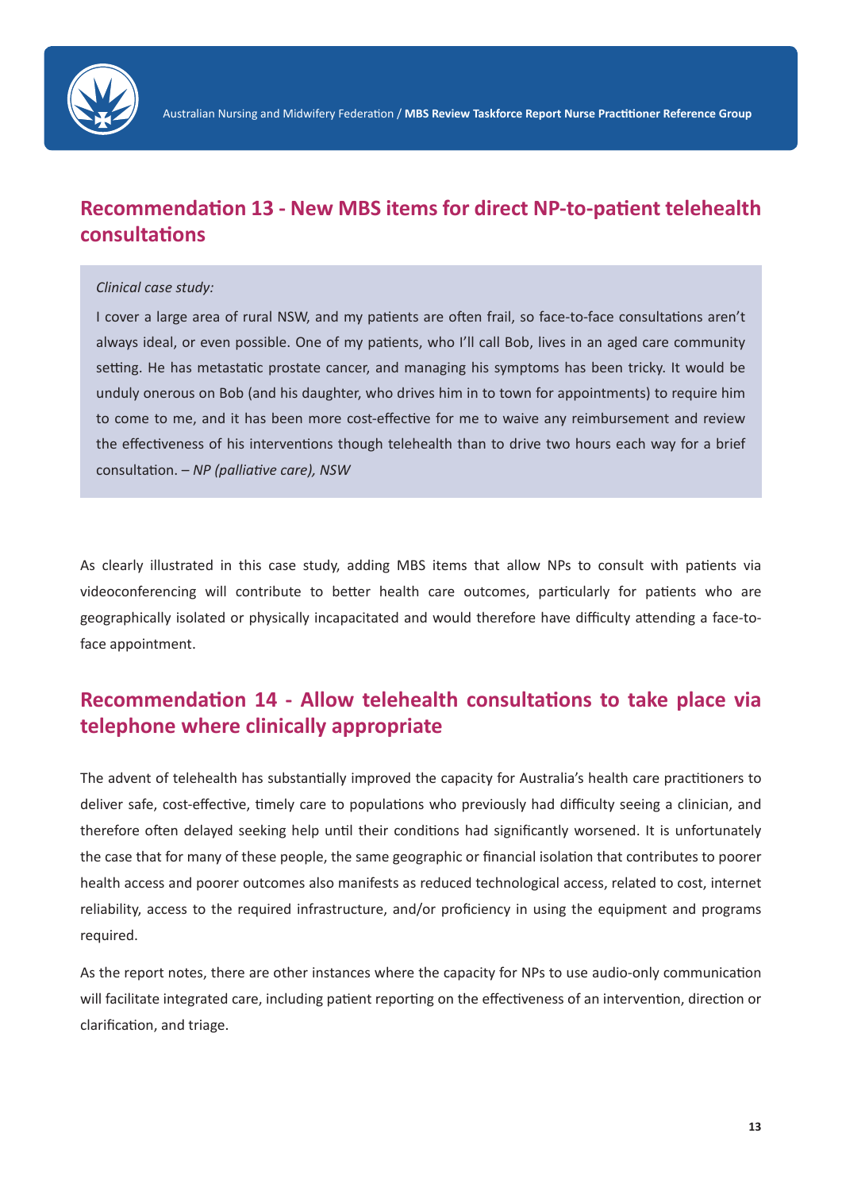## Recommendation 13 - New MBS items for direct NP-to-patient telehealth consultations

*Clinical case study:*

I cover a large area of rural NSW, and my patients are often frail, so face-to-face consultations aren't always ideal, or even possible. One of my patients, who I'll call Bob, lives in an aged care community setting. He has metastatic prostate cancer, and managing his symptoms has been tricky. It would be unduly onerous on Bob (and his daughter, who drives him in to town for appointments) to require him to come to me, and it has been more cost-effective for me to waive any reimbursement and review the effectiveness of his interventions though telehealth than to drive two hours each way for a brief consultation. – *NP (palliative care), NSW*

As clearly illustrated in this case study, adding MBS items that allow NPs to consult with patients via videoconferencing will contribute to better health care outcomes, particularly for patients who are geographically isolated or physically incapacitated and would therefore have difficulty attending a face-to-face appointment.

## Recommendation 14 - Allow telehealth consultations to take place via telephone where clinically appropriate

The advent of telehealth has substantially improved the capacity for Australia's health care practitioners to deliver safe, cost-effective, timely care to populations who previously had difficulty seeing a clinician, and therefore often delayed seeking help until their conditions had significantly worsened. It is unfortunately the case that for many of these people, the same geographic or financial isolation that contributes to poorer health access and poorer outcomes also manifests as reduced technological access, related to cost, internet reliability, access to the required infrastructure, and/or proficiency in using the equipment and programs required.

As the report notes, there are other instances where the capacity for NPs to use audio-only communication will facilitate integrated care, including patient reporting on the effectiveness of an intervention, direction or clarification, and triage.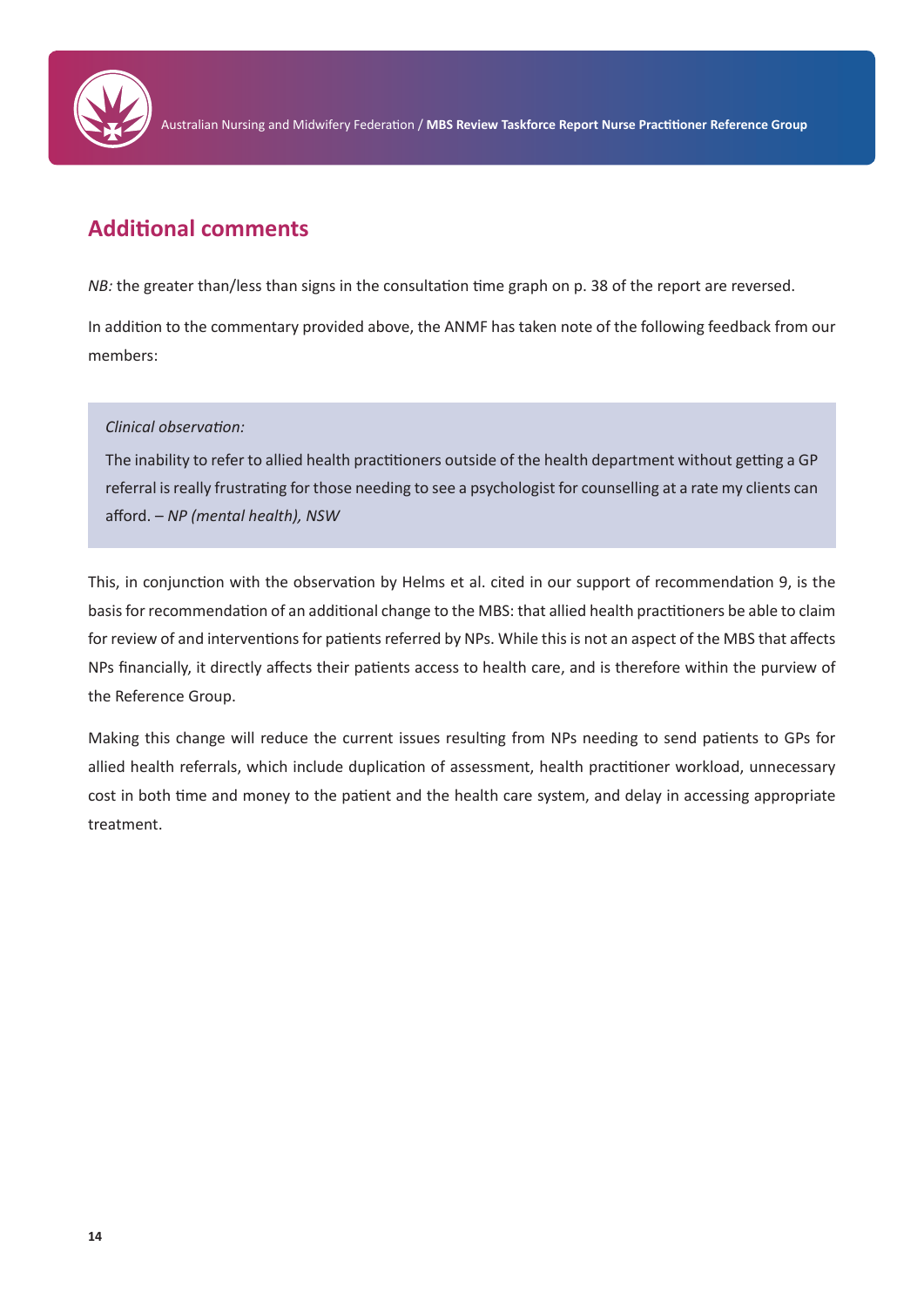## Additional comments

*NB:* the greater than/less than signs in the consultation time graph on p. 38 of the report are reversed.

In addition to the commentary provided above, the ANMF has taken note of the following feedback from our members:

> *Clinical observation:*
>
> The inability to refer to allied health practitioners outside of the health department without getting a GP referral is really frustrating for those needing to see a psychologist for counselling at a rate my clients can afford. – *NP (mental health), NSW*

This, in conjunction with the observation by Helms et al. cited in our support of recommendation 9, is the basis for recommendation of an additional change to the MBS: that allied health practitioners be able to claim for review of and interventions for patients referred by NPs. While this is not an aspect of the MBS that affects NPs financially, it directly affects their patients access to health care, and is therefore within the purview of the Reference Group.

Making this change will reduce the current issues resulting from NPs needing to send patients to GPs for allied health referrals, which include duplication of assessment, health practitioner workload, unnecessary cost in both time and money to the patient and the health care system, and delay in accessing appropriate treatment.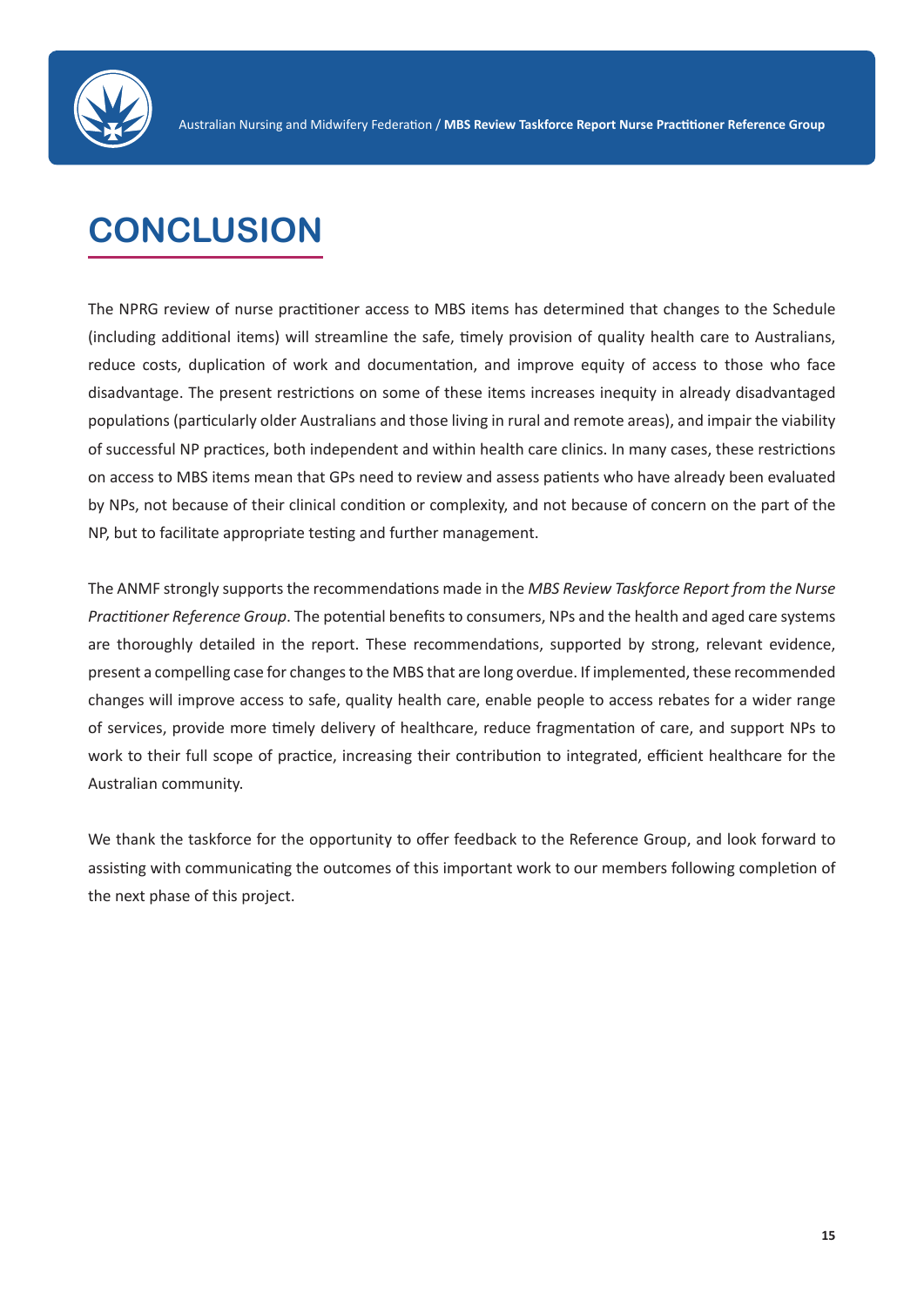# CONCLUSION

The NPRG review of nurse practitioner access to MBS items has determined that changes to the Schedule (including additional items) will streamline the safe, timely provision of quality health care to Australians, reduce costs, duplication of work and documentation, and improve equity of access to those who face disadvantage. The present restrictions on some of these items increases inequity in already disadvantaged populations (particularly older Australians and those living in rural and remote areas), and impair the viability of successful NP practices, both independent and within health care clinics. In many cases, these restrictions on access to MBS items mean that GPs need to review and assess patients who have already been evaluated by NPs, not because of their clinical condition or complexity, and not because of concern on the part of the NP, but to facilitate appropriate testing and further management.

The ANMF strongly supports the recommendations made in the *MBS Review Taskforce Report from the Nurse Practitioner Reference Group*. The potential benefits to consumers, NPs and the health and aged care systems are thoroughly detailed in the report. These recommendations, supported by strong, relevant evidence, present a compelling case for changes to the MBS that are long overdue. If implemented, these recommended changes will improve access to safe, quality health care, enable people to access rebates for a wider range of services, provide more timely delivery of healthcare, reduce fragmentation of care, and support NPs to work to their full scope of practice, increasing their contribution to integrated, efficient healthcare for the Australian community.

We thank the taskforce for the opportunity to offer feedback to the Reference Group, and look forward to assisting with communicating the outcomes of this important work to our members following completion of the next phase of this project.